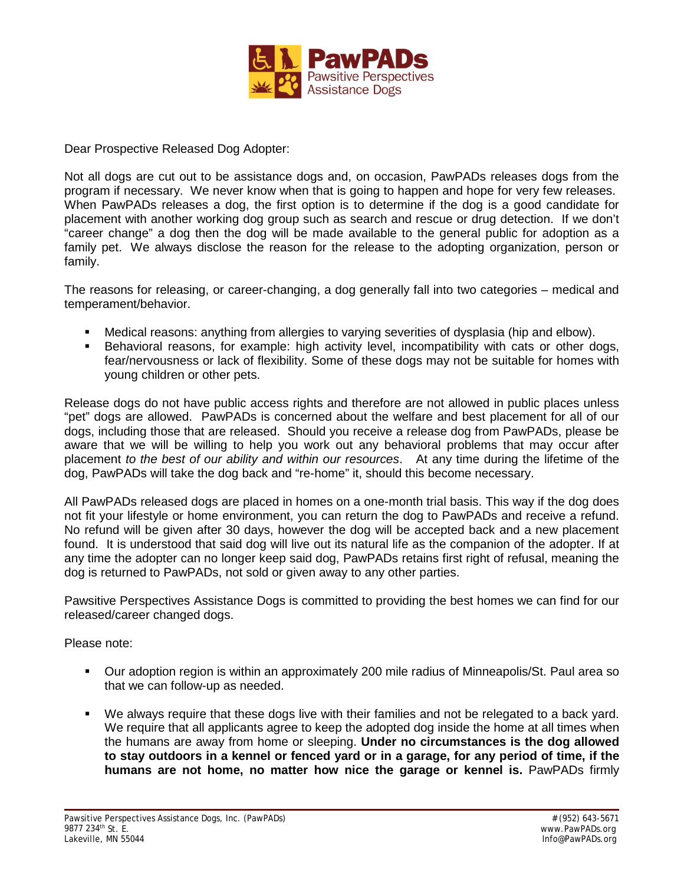Dear Prospective Released Dog Adopter:

Not all dogs are cut out to be assistance dogs and, on occasion, PawPADs releases dogs from the program if necessary. We never know when that is going to happen and hope for very few releases. When PawPADs releases a dog, the first option is to determine if the dog is a good candidate for placement with another working dog group such as search and rescue or drug detection. If we don't "career change" a dog then the dog will be made available to the general public for adoption as a family pet. We always disclose the reason for the release to the adopting organization, person or family.

The reasons for releasing, or career-changing, a dog generally fall into two categories – medical and temperament/behavior.

- Medical reasons: anything from allergies to varying severities of dysplasia (hip and elbow).
- Behavioral reasons, for example: high activity level, incompatibility with cats or other dogs, fear/nervousness or lack of flexibility. Some of these dogs may not be suitable for homes with young children or other pets.

Release dogs do not have public access rights and therefore are not allowed in public places unless "pet" dogs are allowed. PawPADs is concerned about the welfare and best placement for all of our dogs, including those that are released. Should you receive a release dog from PawPADs, please be aware that we will be willing to help you work out any behavioral problems that may occur after placement *to the best of our ability and within our resources*. At any time during the lifetime of the dog, PawPADs will take the dog back and "re-home" it, should this become necessary.

All PawPADs released dogs are placed in homes on a one-month trial basis. This way if the dog does not fit your lifestyle or home environment, you can return the dog to PawPADs and receive a refund. No refund will be given after 30 days, however the dog will be accepted back and a new placement found. It is understood that said dog will live out its natural life as the companion of the adopter. If at any time the adopter can no longer keep said dog, PawPADs retains first right of refusal, meaning the dog is returned to PawPADs, not sold or given away to any other parties.

Pawsitive Perspectives Assistance Dogs is committed to providing the best homes we can find for our released/career changed dogs.

Please note:

- Our adoption region is within an approximately 200 mile radius of Minneapolis/St. Paul area so that we can follow-up as needed.

- We always require that these dogs live with their families and not be relegated to a back yard. We require that all applicants agree to keep the adopted dog inside the home at all times when the humans are away from home or sleeping. **Under no circumstances is the dog allowed to stay outdoors in a kennel or fenced yard or in a garage, for any period of time, if the humans are not home, no matter how nice the garage or kennel is.** PawPADs firmly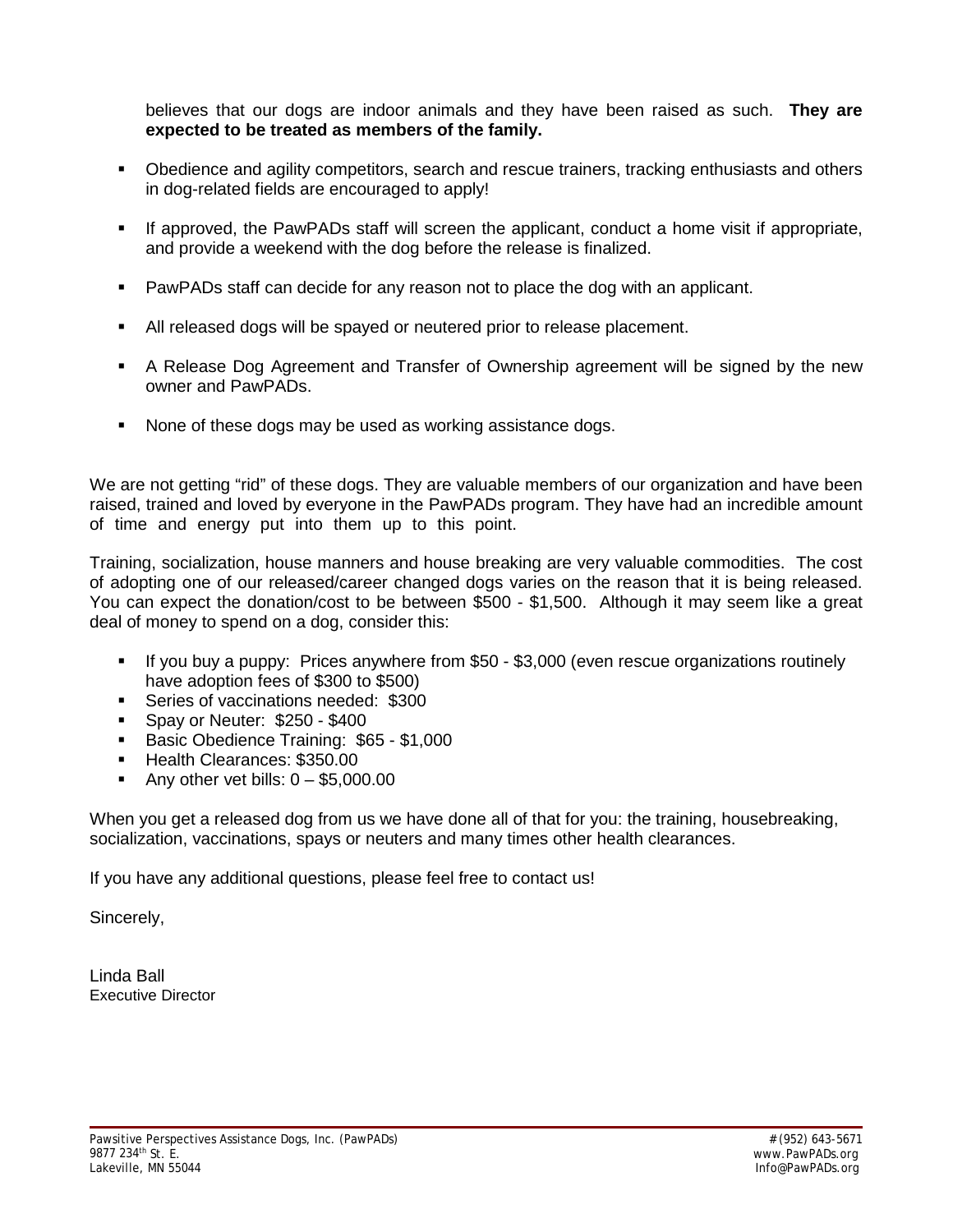believes that our dogs are indoor animals and they have been raised as such. **They are expected to be treated as members of the family.**

- Obedience and agility competitors, search and rescue trainers, tracking enthusiasts and others in dog-related fields are encouraged to apply!
- If approved, the PawPADs staff will screen the applicant, conduct a home visit if appropriate, and provide a weekend with the dog before the release is finalized.
- PawPADs staff can decide for any reason not to place the dog with an applicant.
- All released dogs will be spayed or neutered prior to release placement.
- A Release Dog Agreement and Transfer of Ownership agreement will be signed by the new owner and PawPADs.
- None of these dogs may be used as working assistance dogs.

We are not getting "rid" of these dogs. They are valuable members of our organization and have been raised, trained and loved by everyone in the PawPADs program. They have had an incredible amount of time and energy put into them up to this point.

Training, socialization, house manners and house breaking are very valuable commodities. The cost of adopting one of our released/career changed dogs varies on the reason that it is being released. You can expect the donation/cost to be between $500 - $1,500. Although it may seem like a great deal of money to spend on a dog, consider this:

- If you buy a puppy: Prices anywhere from $50 - $3,000 (even rescue organizations routinely have adoption fees of $300 to $500)
- Series of vaccinations needed: $300
- Spay or Neuter: $250 - $400
- Basic Obedience Training: $65 - $1,000
- Health Clearances: $350.00
- Any other vet bills: 0 – $5,000.00

When you get a released dog from us we have done all of that for you: the training, housebreaking, socialization, vaccinations, spays or neuters and many times other health clearances.

If you have any additional questions, please feel free to contact us!

Sincerely,

Linda Ball
Executive Director

Pawsitive Perspectives Assistance Dogs, Inc. (PawPADs)
9877 234th St. E.
Lakeville, MN 55044

# (952) 643-5671
www.PawPADs.org
Info@PawPADs.org